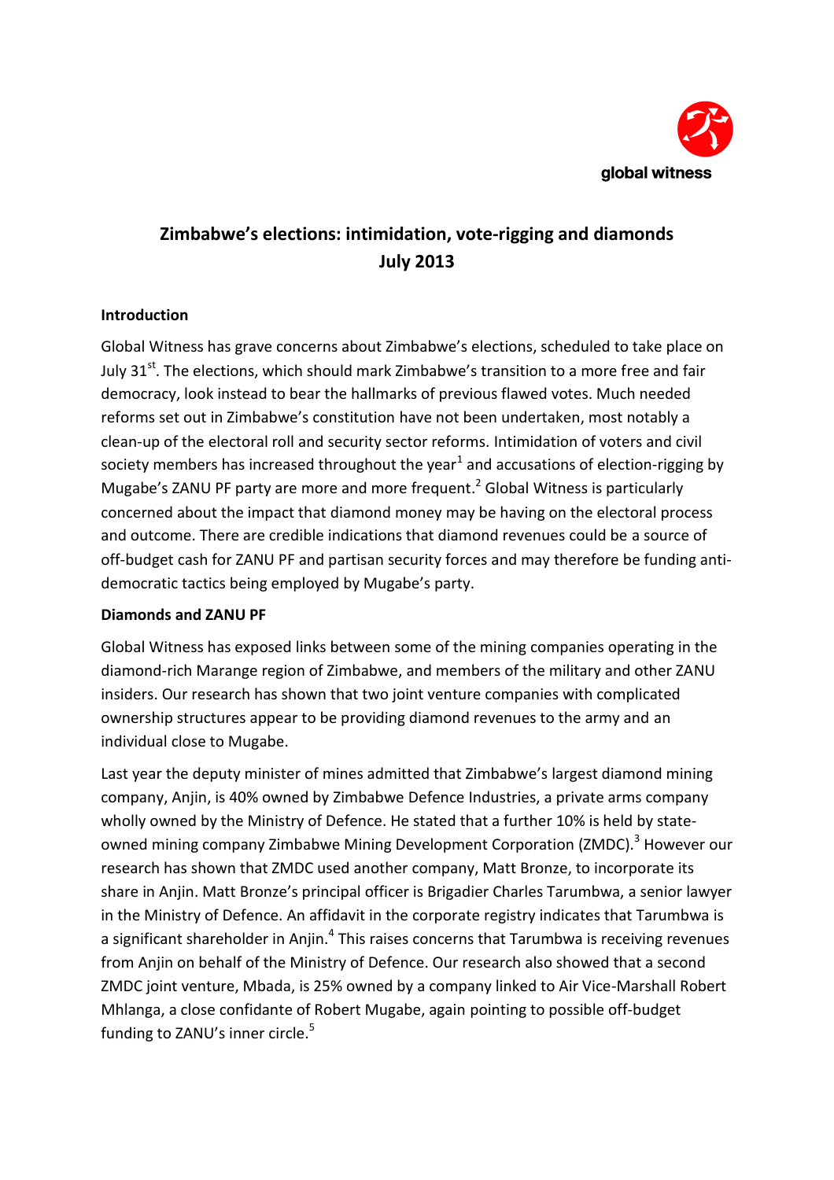global witness

# Zimbabwe's elections: intimidation, vote-rigging and diamonds
# July 2013

## Introduction

Global Witness has grave concerns about Zimbabwe's elections, scheduled to take place on July 31st. The elections, which should mark Zimbabwe's transition to a more free and fair democracy, look instead to bear the hallmarks of previous flawed votes. Much needed reforms set out in Zimbabwe's constitution have not been undertaken, most notably a clean-up of the electoral roll and security sector reforms. Intimidation of voters and civil society members has increased throughout the year[1] and accusations of election-rigging by Mugabe's ZANU PF party are more and more frequent.[2] Global Witness is particularly concerned about the impact that diamond money may be having on the electoral process and outcome. There are credible indications that diamond revenues could be a source of off-budget cash for ZANU PF and partisan security forces and may therefore be funding anti-democratic tactics being employed by Mugabe's party.

## Diamonds and ZANU PF

Global Witness has exposed links between some of the mining companies operating in the diamond-rich Marange region of Zimbabwe, and members of the military and other ZANU insiders. Our research has shown that two joint venture companies with complicated ownership structures appear to be providing diamond revenues to the army and an individual close to Mugabe.

Last year the deputy minister of mines admitted that Zimbabwe's largest diamond mining company, Anjin, is 40% owned by Zimbabwe Defence Industries, a private arms company wholly owned by the Ministry of Defence. He stated that a further 10% is held by state-owned mining company Zimbabwe Mining Development Corporation (ZMDC).[3] However our research has shown that ZMDC used another company, Matt Bronze, to incorporate its share in Anjin. Matt Bronze's principal officer is Brigadier Charles Tarumbwa, a senior lawyer in the Ministry of Defence. An affidavit in the corporate registry indicates that Tarumbwa is a significant shareholder in Anjin.[4] This raises concerns that Tarumbwa is receiving revenues from Anjin on behalf of the Ministry of Defence. Our research also showed that a second ZMDC joint venture, Mbada, is 25% owned by a company linked to Air Vice-Marshall Robert Mhlanga, a close confidante of Robert Mugabe, again pointing to possible off-budget funding to ZANU's inner circle.[5]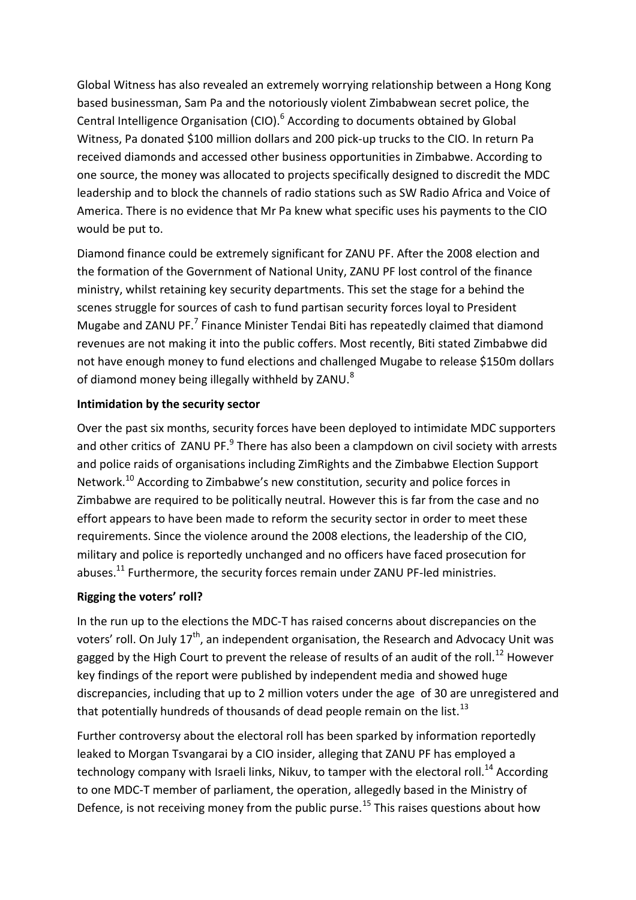Global Witness has also revealed an extremely worrying relationship between a Hong Kong based businessman, Sam Pa and the notoriously violent Zimbabwean secret police, the Central Intelligence Organisation (CIO).[6] According to documents obtained by Global Witness, Pa donated \$100 million dollars and 200 pick-up trucks to the CIO. In return Pa received diamonds and accessed other business opportunities in Zimbabwe. According to one source, the money was allocated to projects specifically designed to discredit the MDC leadership and to block the channels of radio stations such as SW Radio Africa and Voice of America. There is no evidence that Mr Pa knew what specific uses his payments to the CIO would be put to.

Diamond finance could be extremely significant for ZANU PF. After the 2008 election and the formation of the Government of National Unity, ZANU PF lost control of the finance ministry, whilst retaining key security departments. This set the stage for a behind the scenes struggle for sources of cash to fund partisan security forces loyal to President Mugabe and ZANU PF.[7] Finance Minister Tendai Biti has repeatedly claimed that diamond revenues are not making it into the public coffers. Most recently, Biti stated Zimbabwe did not have enough money to fund elections and challenged Mugabe to release \$150m dollars of diamond money being illegally withheld by ZANU.[8]

**Intimidation by the security sector**

Over the past six months, security forces have been deployed to intimidate MDC supporters and other critics of ZANU PF.[9] There has also been a clampdown on civil society with arrests and police raids of organisations including ZimRights and the Zimbabwe Election Support Network.[10] According to Zimbabwe's new constitution, security and police forces in Zimbabwe are required to be politically neutral. However this is far from the case and no effort appears to have been made to reform the security sector in order to meet these requirements. Since the violence around the 2008 elections, the leadership of the CIO, military and police is reportedly unchanged and no officers have faced prosecution for abuses.[11] Furthermore, the security forces remain under ZANU PF-led ministries.

**Rigging the voters' roll?**

In the run up to the elections the MDC-T has raised concerns about discrepancies on the voters' roll. On July 17th, an independent organisation, the Research and Advocacy Unit was gagged by the High Court to prevent the release of results of an audit of the roll.[12] However key findings of the report were published by independent media and showed huge discrepancies, including that up to 2 million voters under the age of 30 are unregistered and that potentially hundreds of thousands of dead people remain on the list.[13]

Further controversy about the electoral roll has been sparked by information reportedly leaked to Morgan Tsvangarai by a CIO insider, alleging that ZANU PF has employed a technology company with Israeli links, Nikuv, to tamper with the electoral roll.[14] According to one MDC-T member of parliament, the operation, allegedly based in the Ministry of Defence, is not receiving money from the public purse.[15] This raises questions about how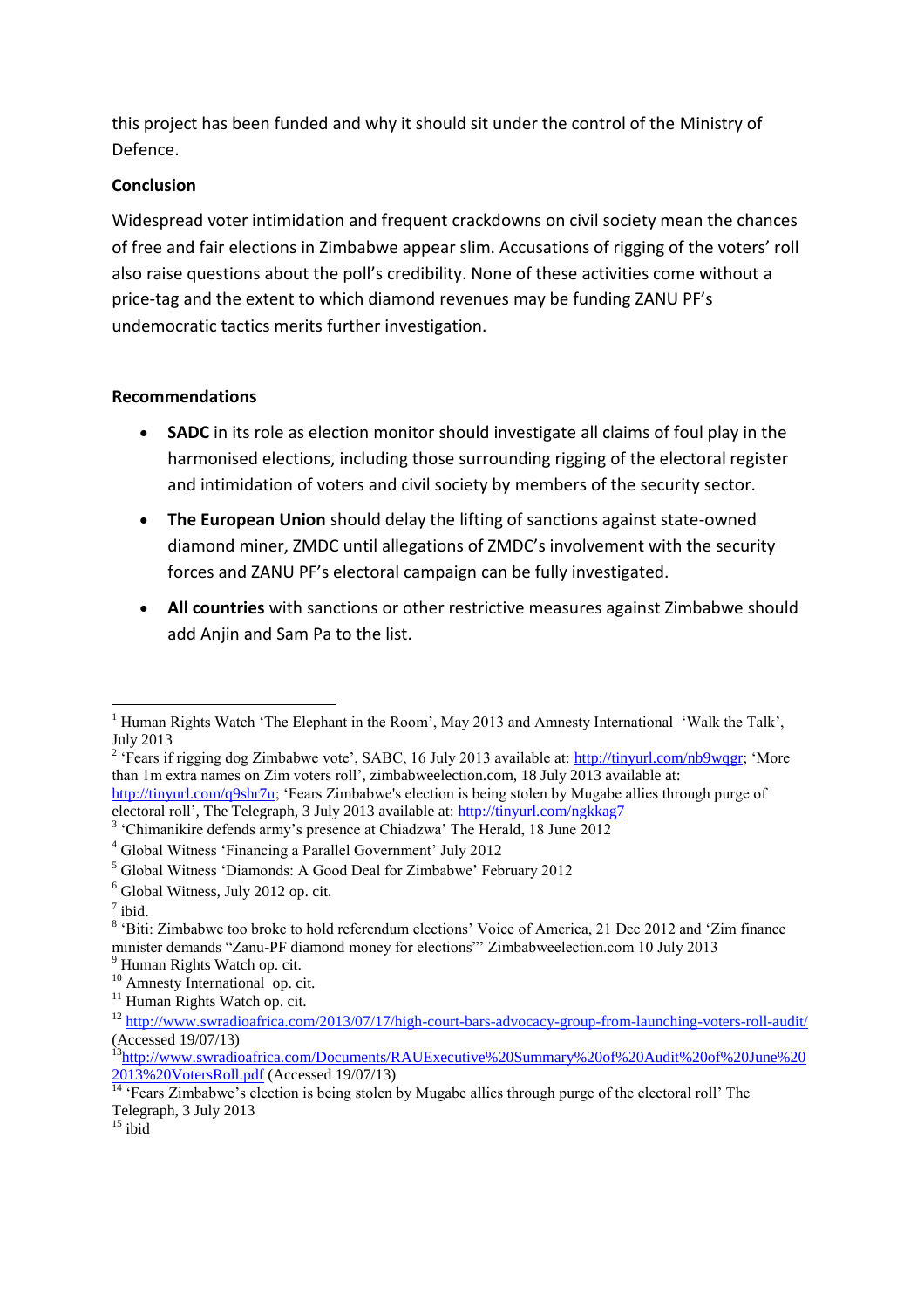this project has been funded and why it should sit under the control of the Ministry of Defence.

**Conclusion**

Widespread voter intimidation and frequent crackdowns on civil society mean the chances of free and fair elections in Zimbabwe appear slim. Accusations of rigging of the voters' roll also raise questions about the poll's credibility. None of these activities come without a price-tag and the extent to which diamond revenues may be funding ZANU PF's undemocratic tactics merits further investigation.

**Recommendations**

- **SADC** in its role as election monitor should investigate all claims of foul play in the harmonised elections, including those surrounding rigging of the electoral register and intimidation of voters and civil society by members of the security sector.
- **The European Union** should delay the lifting of sanctions against state-owned diamond miner, ZMDC until allegations of ZMDC's involvement with the security forces and ZANU PF's electoral campaign can be fully investigated.
- **All countries** with sanctions or other restrictive measures against Zimbabwe should add Anjin and Sam Pa to the list.

---

[1] Human Rights Watch 'The Elephant in the Room', May 2013 and Amnesty International 'Walk the Talk', July 2013

[2] 'Fears if rigging dog Zimbabwe vote', SABC, 16 July 2013 available at: http://tinyurl.com/nb9wqgr; 'More than 1m extra names on Zim voters roll', zimbabweelection.com, 18 July 2013 available at: http://tinyurl.com/q9shr7u; 'Fears Zimbabwe's election is being stolen by Mugabe allies through purge of electoral roll', The Telegraph, 3 July 2013 available at: http://tinyurl.com/ngkkag7

[3] 'Chimanikire defends army's presence at Chiadzwa' The Herald, 18 June 2012

[4] Global Witness 'Financing a Parallel Government' July 2012

[5] Global Witness 'Diamonds: A Good Deal for Zimbabwe' February 2012

[6] Global Witness, July 2012 op. cit.

[7] ibid.

[8] 'Biti: Zimbabwe too broke to hold referendum elections' Voice of America, 21 Dec 2012 and 'Zim finance minister demands "Zanu-PF diamond money for elections"' Zimbabweelection.com 10 July 2013

[9] Human Rights Watch op. cit.

[10] Amnesty International op. cit.

[11] Human Rights Watch op. cit.

[12] http://www.swradioafrica.com/2013/07/17/high-court-bars-advocacy-group-from-launching-voters-roll-audit/ (Accessed 19/07/13)

[13] http://www.swradioafrica.com/Documents/RAUExecutive%20Summary%20of%20Audit%20of%20June%20 2013%20VotersRoll.pdf (Accessed 19/07/13)

[14] 'Fears Zimbabwe's election is being stolen by Mugabe allies through purge of the electoral roll' The Telegraph, 3 July 2013

[15] ibid